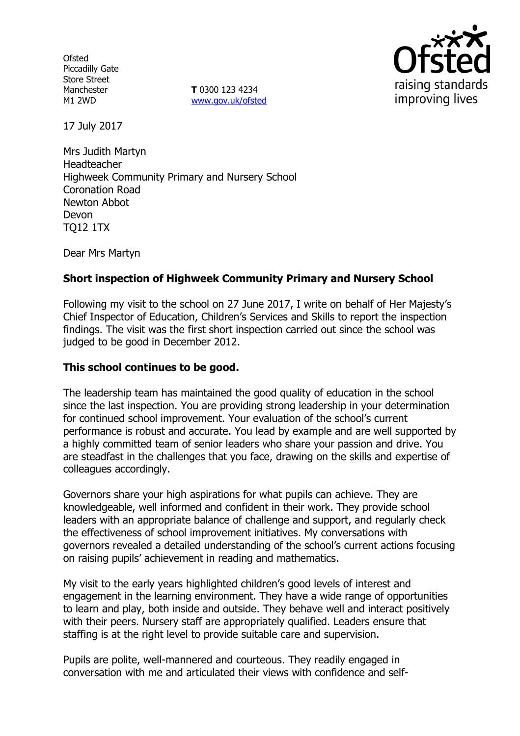Ofsted
Piccadilly Gate
Store Street
Manchester
M1 2WD

**T** 0300 123 4234
www.gov.uk/ofsted

Ofsted
raising standards
improving lives

17 July 2017

Mrs Judith Martyn
Headteacher
Highweek Community Primary and Nursery School
Coronation Road
Newton Abbot
Devon
TQ12 1TX

Dear Mrs Martyn

**Short inspection of Highweek Community Primary and Nursery School**

Following my visit to the school on 27 June 2017, I write on behalf of Her Majesty's Chief Inspector of Education, Children's Services and Skills to report the inspection findings. The visit was the first short inspection carried out since the school was judged to be good in December 2012.

**This school continues to be good.**

The leadership team has maintained the good quality of education in the school since the last inspection. You are providing strong leadership in your determination for continued school improvement. Your evaluation of the school's current performance is robust and accurate. You lead by example and are well supported by a highly committed team of senior leaders who share your passion and drive. You are steadfast in the challenges that you face, drawing on the skills and expertise of colleagues accordingly.

Governors share your high aspirations for what pupils can achieve. They are knowledgeable, well informed and confident in their work. They provide school leaders with an appropriate balance of challenge and support, and regularly check the effectiveness of school improvement initiatives. My conversations with governors revealed a detailed understanding of the school's current actions focusing on raising pupils' achievement in reading and mathematics.

My visit to the early years highlighted children's good levels of interest and engagement in the learning environment. They have a wide range of opportunities to learn and play, both inside and outside. They behave well and interact positively with their peers. Nursery staff are appropriately qualified. Leaders ensure that staffing is at the right level to provide suitable care and supervision.

Pupils are polite, well-mannered and courteous. They readily engaged in conversation with me and articulated their views with confidence and self-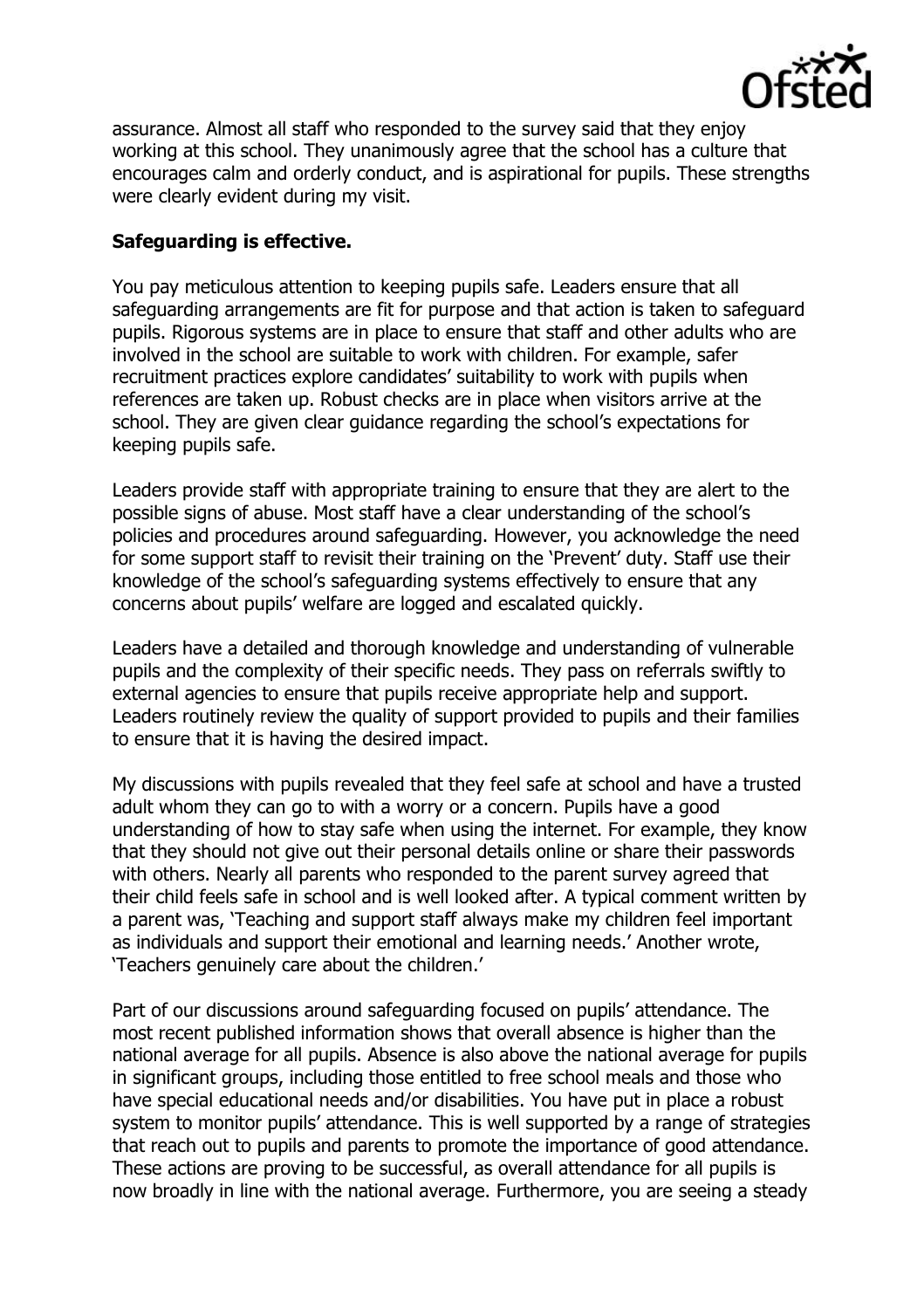assurance. Almost all staff who responded to the survey said that they enjoy working at this school. They unanimously agree that the school has a culture that encourages calm and orderly conduct, and is aspirational for pupils. These strengths were clearly evident during my visit.

**Safeguarding is effective.**

You pay meticulous attention to keeping pupils safe. Leaders ensure that all safeguarding arrangements are fit for purpose and that action is taken to safeguard pupils. Rigorous systems are in place to ensure that staff and other adults who are involved in the school are suitable to work with children. For example, safer recruitment practices explore candidates' suitability to work with pupils when references are taken up. Robust checks are in place when visitors arrive at the school. They are given clear guidance regarding the school's expectations for keeping pupils safe.

Leaders provide staff with appropriate training to ensure that they are alert to the possible signs of abuse. Most staff have a clear understanding of the school's policies and procedures around safeguarding. However, you acknowledge the need for some support staff to revisit their training on the 'Prevent' duty. Staff use their knowledge of the school's safeguarding systems effectively to ensure that any concerns about pupils' welfare are logged and escalated quickly.

Leaders have a detailed and thorough knowledge and understanding of vulnerable pupils and the complexity of their specific needs. They pass on referrals swiftly to external agencies to ensure that pupils receive appropriate help and support. Leaders routinely review the quality of support provided to pupils and their families to ensure that it is having the desired impact.

My discussions with pupils revealed that they feel safe at school and have a trusted adult whom they can go to with a worry or a concern. Pupils have a good understanding of how to stay safe when using the internet. For example, they know that they should not give out their personal details online or share their passwords with others. Nearly all parents who responded to the parent survey agreed that their child feels safe in school and is well looked after. A typical comment written by a parent was, 'Teaching and support staff always make my children feel important as individuals and support their emotional and learning needs.' Another wrote, 'Teachers genuinely care about the children.'

Part of our discussions around safeguarding focused on pupils' attendance. The most recent published information shows that overall absence is higher than the national average for all pupils. Absence is also above the national average for pupils in significant groups, including those entitled to free school meals and those who have special educational needs and/or disabilities. You have put in place a robust system to monitor pupils' attendance. This is well supported by a range of strategies that reach out to pupils and parents to promote the importance of good attendance. These actions are proving to be successful, as overall attendance for all pupils is now broadly in line with the national average. Furthermore, you are seeing a steady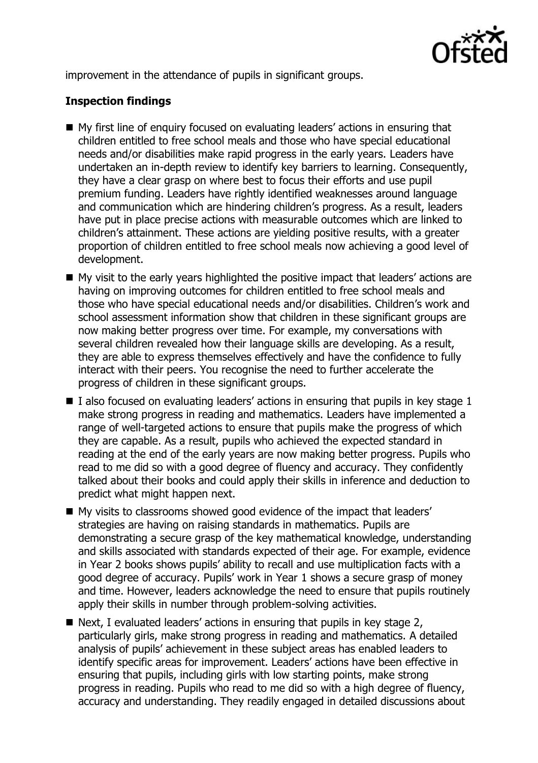improvement in the attendance of pupils in significant groups.

**Inspection findings**

- My first line of enquiry focused on evaluating leaders' actions in ensuring that children entitled to free school meals and those who have special educational needs and/or disabilities make rapid progress in the early years. Leaders have undertaken an in-depth review to identify key barriers to learning. Consequently, they have a clear grasp on where best to focus their efforts and use pupil premium funding. Leaders have rightly identified weaknesses around language and communication which are hindering children's progress. As a result, leaders have put in place precise actions with measurable outcomes which are linked to children's attainment. These actions are yielding positive results, with a greater proportion of children entitled to free school meals now achieving a good level of development.
- My visit to the early years highlighted the positive impact that leaders' actions are having on improving outcomes for children entitled to free school meals and those who have special educational needs and/or disabilities. Children's work and school assessment information show that children in these significant groups are now making better progress over time. For example, my conversations with several children revealed how their language skills are developing. As a result, they are able to express themselves effectively and have the confidence to fully interact with their peers. You recognise the need to further accelerate the progress of children in these significant groups.
- I also focused on evaluating leaders' actions in ensuring that pupils in key stage 1 make strong progress in reading and mathematics. Leaders have implemented a range of well-targeted actions to ensure that pupils make the progress of which they are capable. As a result, pupils who achieved the expected standard in reading at the end of the early years are now making better progress. Pupils who read to me did so with a good degree of fluency and accuracy. They confidently talked about their books and could apply their skills in inference and deduction to predict what might happen next.
- My visits to classrooms showed good evidence of the impact that leaders' strategies are having on raising standards in mathematics. Pupils are demonstrating a secure grasp of the key mathematical knowledge, understanding and skills associated with standards expected of their age. For example, evidence in Year 2 books shows pupils' ability to recall and use multiplication facts with a good degree of accuracy. Pupils' work in Year 1 shows a secure grasp of money and time. However, leaders acknowledge the need to ensure that pupils routinely apply their skills in number through problem-solving activities.
- Next, I evaluated leaders' actions in ensuring that pupils in key stage 2, particularly girls, make strong progress in reading and mathematics. A detailed analysis of pupils' achievement in these subject areas has enabled leaders to identify specific areas for improvement. Leaders' actions have been effective in ensuring that pupils, including girls with low starting points, make strong progress in reading. Pupils who read to me did so with a high degree of fluency, accuracy and understanding. They readily engaged in detailed discussions about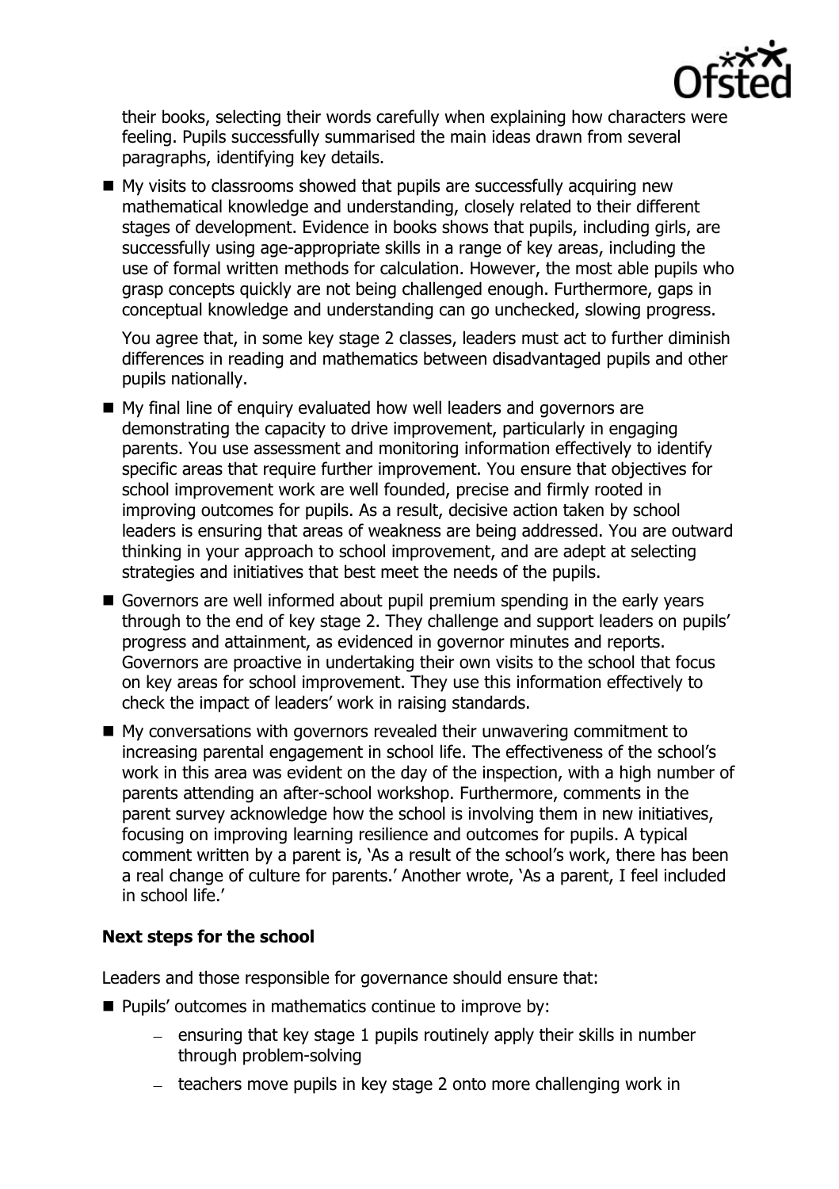their books, selecting their words carefully when explaining how characters were feeling. Pupils successfully summarised the main ideas drawn from several paragraphs, identifying key details.

- My visits to classrooms showed that pupils are successfully acquiring new mathematical knowledge and understanding, closely related to their different stages of development. Evidence in books shows that pupils, including girls, are successfully using age-appropriate skills in a range of key areas, including the use of formal written methods for calculation. However, the most able pupils who grasp concepts quickly are not being challenged enough. Furthermore, gaps in conceptual knowledge and understanding can go unchecked, slowing progress.

  You agree that, in some key stage 2 classes, leaders must act to further diminish differences in reading and mathematics between disadvantaged pupils and other pupils nationally.

- My final line of enquiry evaluated how well leaders and governors are demonstrating the capacity to drive improvement, particularly in engaging parents. You use assessment and monitoring information effectively to identify specific areas that require further improvement. You ensure that objectives for school improvement work are well founded, precise and firmly rooted in improving outcomes for pupils. As a result, decisive action taken by school leaders is ensuring that areas of weakness are being addressed. You are outward thinking in your approach to school improvement, and are adept at selecting strategies and initiatives that best meet the needs of the pupils.
- Governors are well informed about pupil premium spending in the early years through to the end of key stage 2. They challenge and support leaders on pupils' progress and attainment, as evidenced in governor minutes and reports. Governors are proactive in undertaking their own visits to the school that focus on key areas for school improvement. They use this information effectively to check the impact of leaders' work in raising standards.
- My conversations with governors revealed their unwavering commitment to increasing parental engagement in school life. The effectiveness of the school's work in this area was evident on the day of the inspection, with a high number of parents attending an after-school workshop. Furthermore, comments in the parent survey acknowledge how the school is involving them in new initiatives, focusing on improving learning resilience and outcomes for pupils. A typical comment written by a parent is, 'As a result of the school's work, there has been a real change of culture for parents.' Another wrote, 'As a parent, I feel included in school life.'

### Next steps for the school

Leaders and those responsible for governance should ensure that:

- Pupils' outcomes in mathematics continue to improve by:
  - ensuring that key stage 1 pupils routinely apply their skills in number through problem-solving
  - teachers move pupils in key stage 2 onto more challenging work in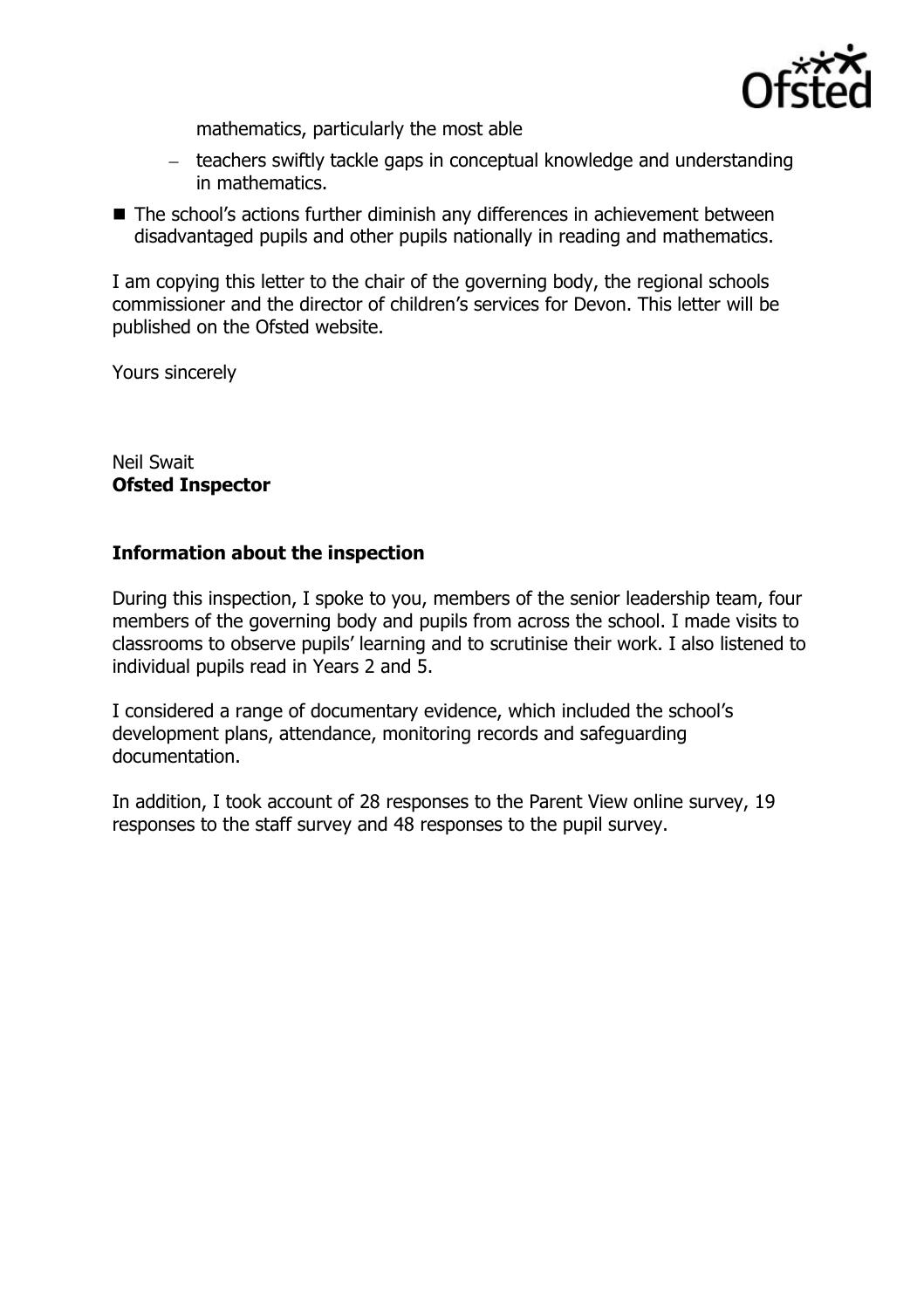mathematics, particularly the most able

  - teachers swiftly tackle gaps in conceptual knowledge and understanding in mathematics.

- The school's actions further diminish any differences in achievement between disadvantaged pupils and other pupils nationally in reading and mathematics.

I am copying this letter to the chair of the governing body, the regional schools commissioner and the director of children's services for Devon. This letter will be published on the Ofsted website.

Yours sincerely

Neil Swait
**Ofsted Inspector**

## Information about the inspection

During this inspection, I spoke to you, members of the senior leadership team, four members of the governing body and pupils from across the school. I made visits to classrooms to observe pupils' learning and to scrutinise their work. I also listened to individual pupils read in Years 2 and 5.

I considered a range of documentary evidence, which included the school's development plans, attendance, monitoring records and safeguarding documentation.

In addition, I took account of 28 responses to the Parent View online survey, 19 responses to the staff survey and 48 responses to the pupil survey.